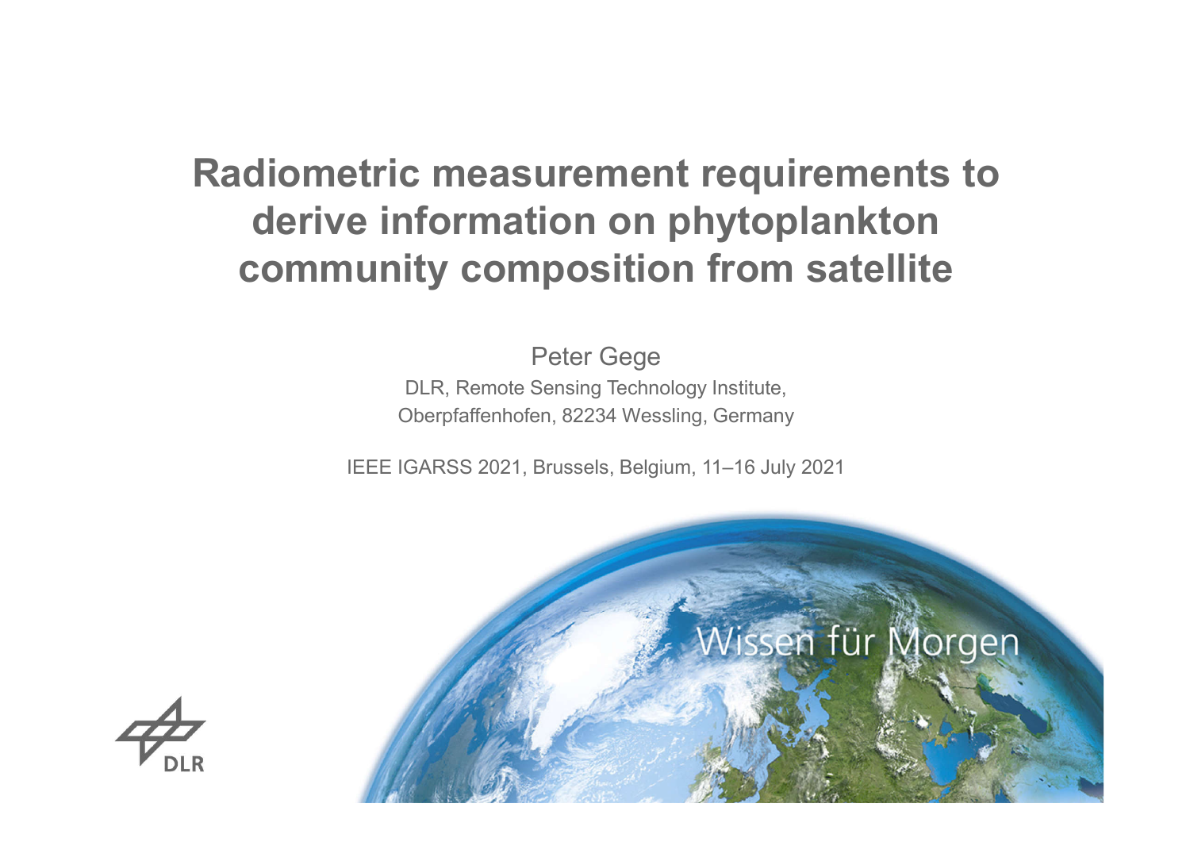# Radiometric measurement requirements to derive information on phytoplankton community composition from satellite

Peter Gege

DLR, Remote Sensing Technology Institute,
Oberpfaffenhofen, 82234 Wessling, Germany

IEEE IGARSS 2021, Brussels, Belgium, 11–16 July 2021

Wissen für Morgen

DLR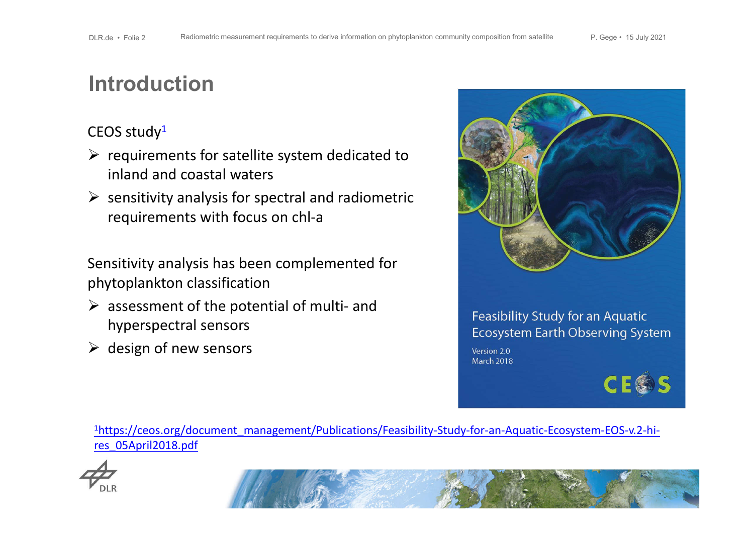# Introduction

CEOS study[1]

- requirements for satellite system dedicated to inland and coastal waters
- sensitivity analysis for spectral and radiometric requirements with focus on chl-a

Sensitivity analysis has been complemented for phytoplankton classification

- assessment of the potential of multi- and hyperspectral sensors
- design of new sensors

Feasibility Study for an Aquatic Ecosystem Earth Observing System

Version 2.0
March 2018

CEOS

[1]https://ceos.org/document_management/Publications/Feasibility-Study-for-an-Aquatic-Ecosystem-EOS-v.2-hi-res_05April2018.pdf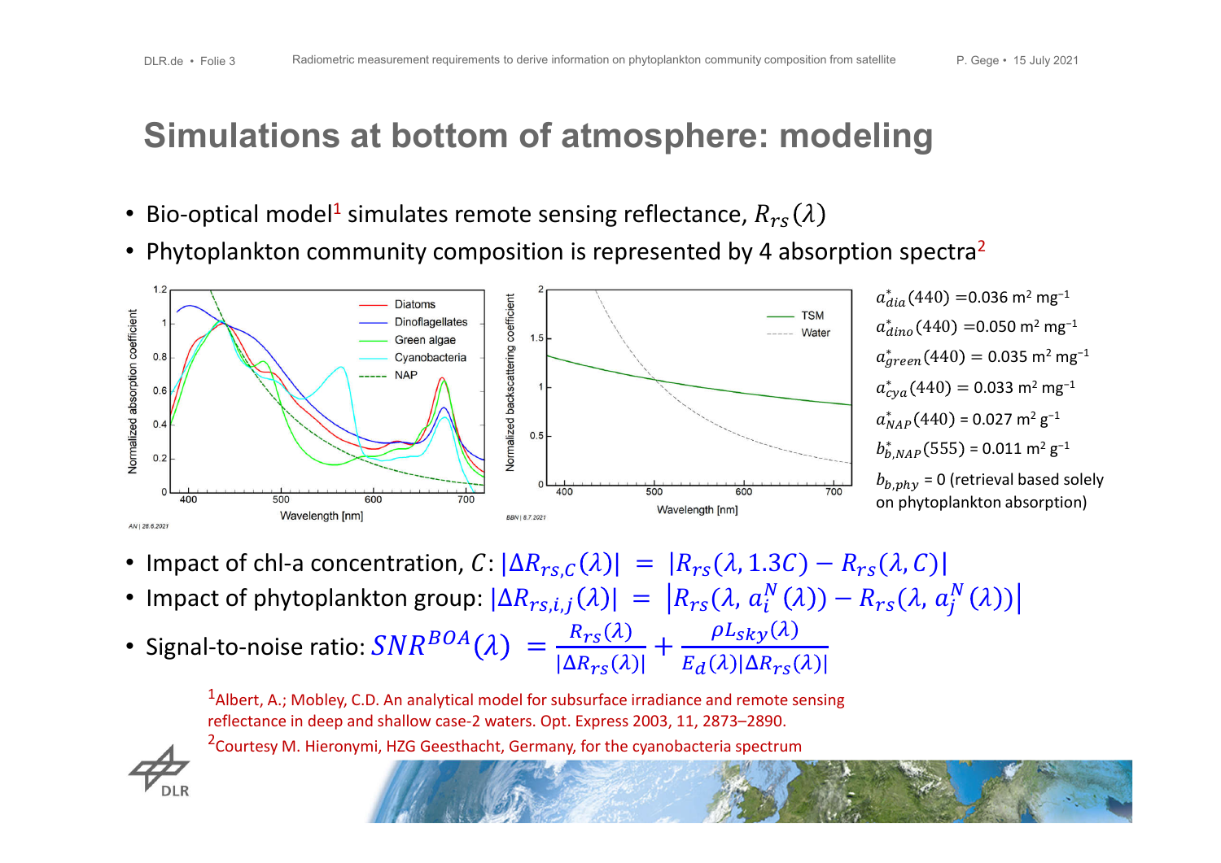# Simulations at bottom of atmosphere: modeling

- Bio-optical model[1] simulates remote sensing reflectance, $R_{rs}(\lambda)$
- Phytoplankton community composition is represented by 4 absorption spectra[2]

$a^*_{dia}(440) = 0.036$ m² mg⁻¹

$a^*_{dino}(440) = 0.050$ m² mg⁻¹

$a^*_{green}(440) = 0.035$ m² mg⁻¹

$a^*_{cya}(440) = 0.033$ m² mg⁻¹

$a^*_{NAP}(440) = 0.027$ m² g⁻¹

$b^*_{b,NAP}(555) = 0.011$ m² g⁻¹

$b_{b,phy} = 0$ (retrieval based solely on phytoplankton absorption)

- Impact of chl-a concentration, $C$: $|\Delta R_{rs,C}(\lambda)| = |R_{rs}(\lambda, 1.3C) - R_{rs}(\lambda, C)|$
- Impact of phytoplankton group: $|\Delta R_{rs,i,j}(\lambda)| = |R_{rs}(\lambda, a_i^N(\lambda)) - R_{rs}(\lambda, a_j^N(\lambda))|$
- Signal-to-noise ratio: $SNR^{BOA}(\lambda) = \dfrac{R_{rs}(\lambda)}{|\Delta R_{rs}(\lambda)|} + \dfrac{\rho L_{sky}(\lambda)}{E_d(\lambda)|\Delta R_{rs}(\lambda)|}$

[1]Albert, A.; Mobley, C.D. An analytical model for subsurface irradiance and remote sensing reflectance in deep and shallow case-2 waters. Opt. Express 2003, 11, 2873–2890.

[2]Courtesy M. Hieronymi, HZG Geesthacht, Germany, for the cyanobacteria spectrum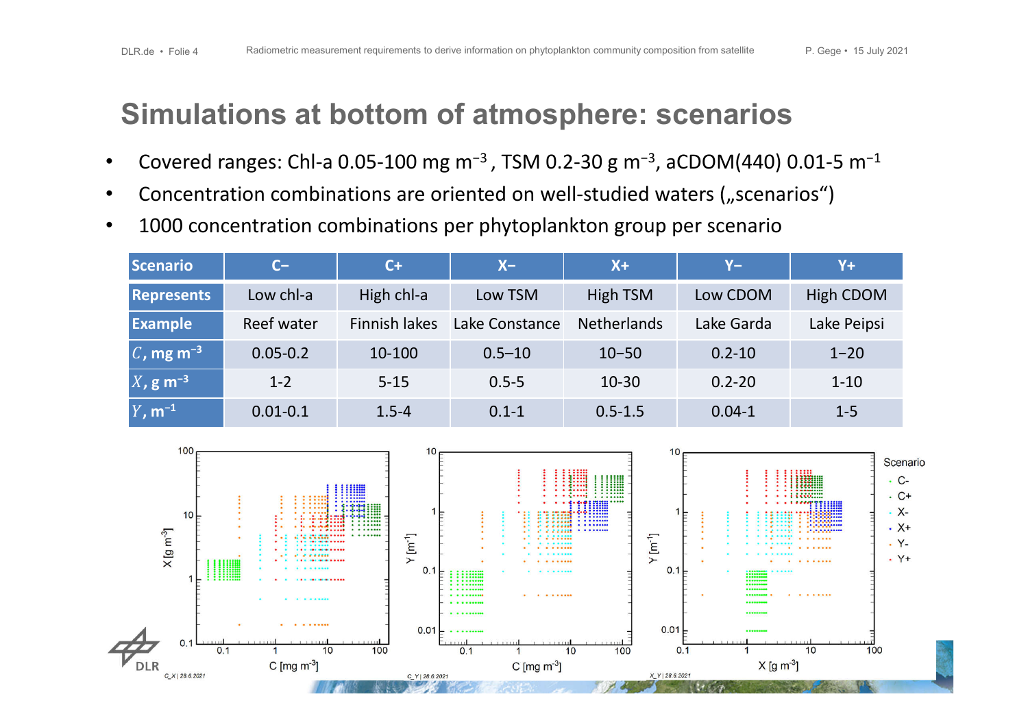# Simulations at bottom of atmosphere: scenarios

- Covered ranges: Chl-a 0.05-100 mg m$^{-3}$, TSM 0.2-30 g m$^{-3}$, aCDOM(440) 0.01-5 m$^{-1}$
- Concentration combinations are oriented on well-studied waters („scenarios“)
- 1000 concentration combinations per phytoplankton group per scenario

| Scenario | C– | C+ | X– | X+ | Y– | Y+ |
|---|---|---|---|---|---|---|
| Represents | Low chl-a | High chl-a | Low TSM | High TSM | Low CDOM | High CDOM |
| Example | Reef water | Finnish lakes | Lake Constance | Netherlands | Lake Garda | Lake Peipsi |
| $C$, mg m$^{-3}$ | 0.05-0.2 | 10-100 | 0.5–10 | 10–50 | 0.2-10 | 1–20 |
| $X$, g m$^{-3}$ | 1-2 | 5-15 | 0.5-5 | 10-30 | 0.2-20 | 1-10 |
| $Y$, m$^{-1}$ | 0.01-0.1 | 1.5-4 | 0.1-1 | 0.5-1.5 | 0.04-1 | 1-5 |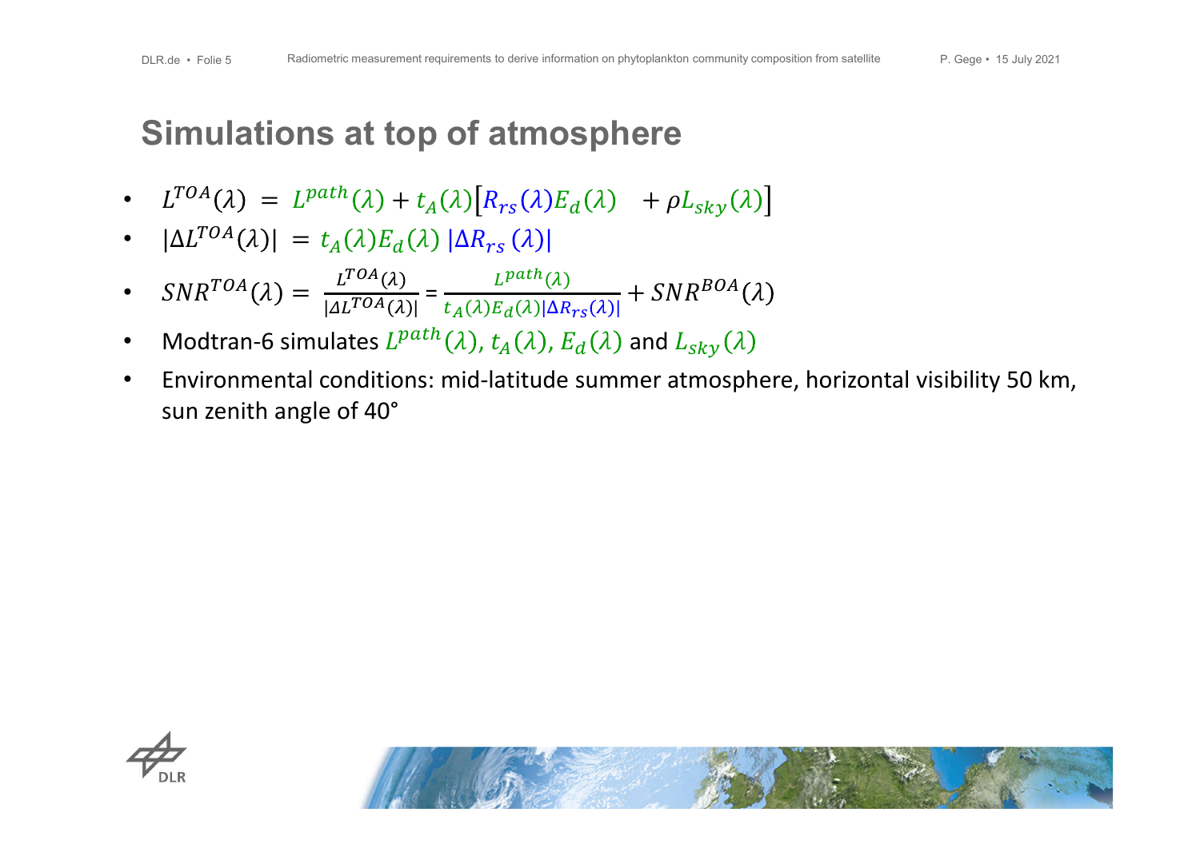# Simulations at top of atmosphere

- $L^{TOA}(\lambda) = L^{path}(\lambda) + t_A(\lambda)\left[R_{rs}(\lambda)E_d(\lambda) \quad + \rho L_{sky}(\lambda)\right]$
- $|\Delta L^{TOA}(\lambda)| = t_A(\lambda)E_d(\lambda)\ |\Delta R_{rs}(\lambda)|$
- $SNR^{TOA}(\lambda) = \frac{L^{TOA}(\lambda)}{|\Delta L^{TOA}(\lambda)|} = \frac{L^{path}(\lambda)}{t_A(\lambda)E_d(\lambda)|\Delta R_{rs}(\lambda)|} + SNR^{BOA}(\lambda)$
- Modtran-6 simulates $L^{path}(\lambda)$, $t_A(\lambda)$, $E_d(\lambda)$ and $L_{sky}(\lambda)$
- Environmental conditions: mid-latitude summer atmosphere, horizontal visibility 50 km, sun zenith angle of 40°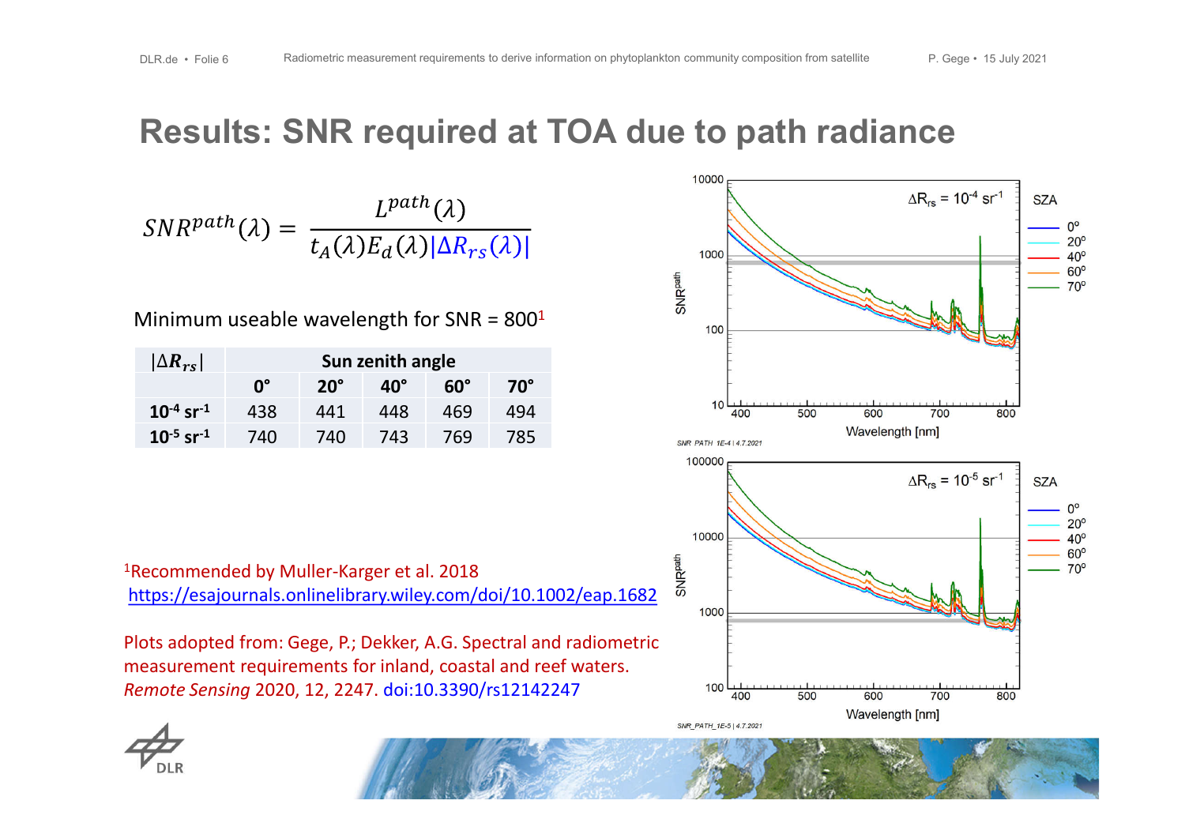# Results: SNR required at TOA due to path radiance

$$SNR^{path}(\lambda) = \frac{L^{path}(\lambda)}{t_A(\lambda) E_d(\lambda) |\Delta R_{rs}(\lambda)|}$$

Minimum useable wavelength for SNR = 800[1]

| $\lvert \Delta R_{rs} \rvert$ | Sun zenith angle | | | | |
|---|---|---|---|---|---|
| | 0° | 20° | 40° | 60° | 70° |
| $10^{-4}$ sr$^{-1}$ | 438 | 441 | 448 | 469 | 494 |
| $10^{-5}$ sr$^{-1}$ | 740 | 740 | 743 | 769 | 785 |

[1]Recommended by Muller-Karger et al. 2018
https://esajournals.onlinelibrary.wiley.com/doi/10.1002/eap.1682

Plots adopted from: Gege, P.; Dekker, A.G. Spectral and radiometric measurement requirements for inland, coastal and reef waters. *Remote Sensing* 2020, 12, 2247. doi:10.3390/rs12142247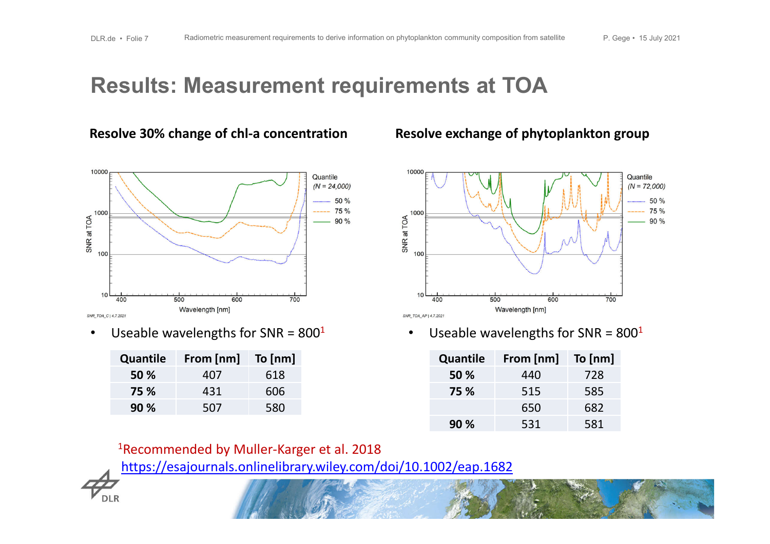# Results: Measurement requirements at TOA

## Resolve 30% change of chl-a concentration

- Useable wavelengths for SNR = 800[1]

| Quantile | From [nm] | To [nm] |
|---|---|---|
| **50 %** | 407 | 618 |
| **75 %** | 431 | 606 |
| **90 %** | 507 | 580 |

## Resolve exchange of phytoplankton group

- Useable wavelengths for SNR = 800[1]

| Quantile | From [nm] | To [nm] |
|---|---|---|
| **50 %** | 440 | 728 |
| **75 %** | 515 | 585 |
| | 650 | 682 |
| **90 %** | 531 | 581 |

[1]Recommended by Muller-Karger et al. 2018
https://esajournals.onlinelibrary.wiley.com/doi/10.1002/eap.1682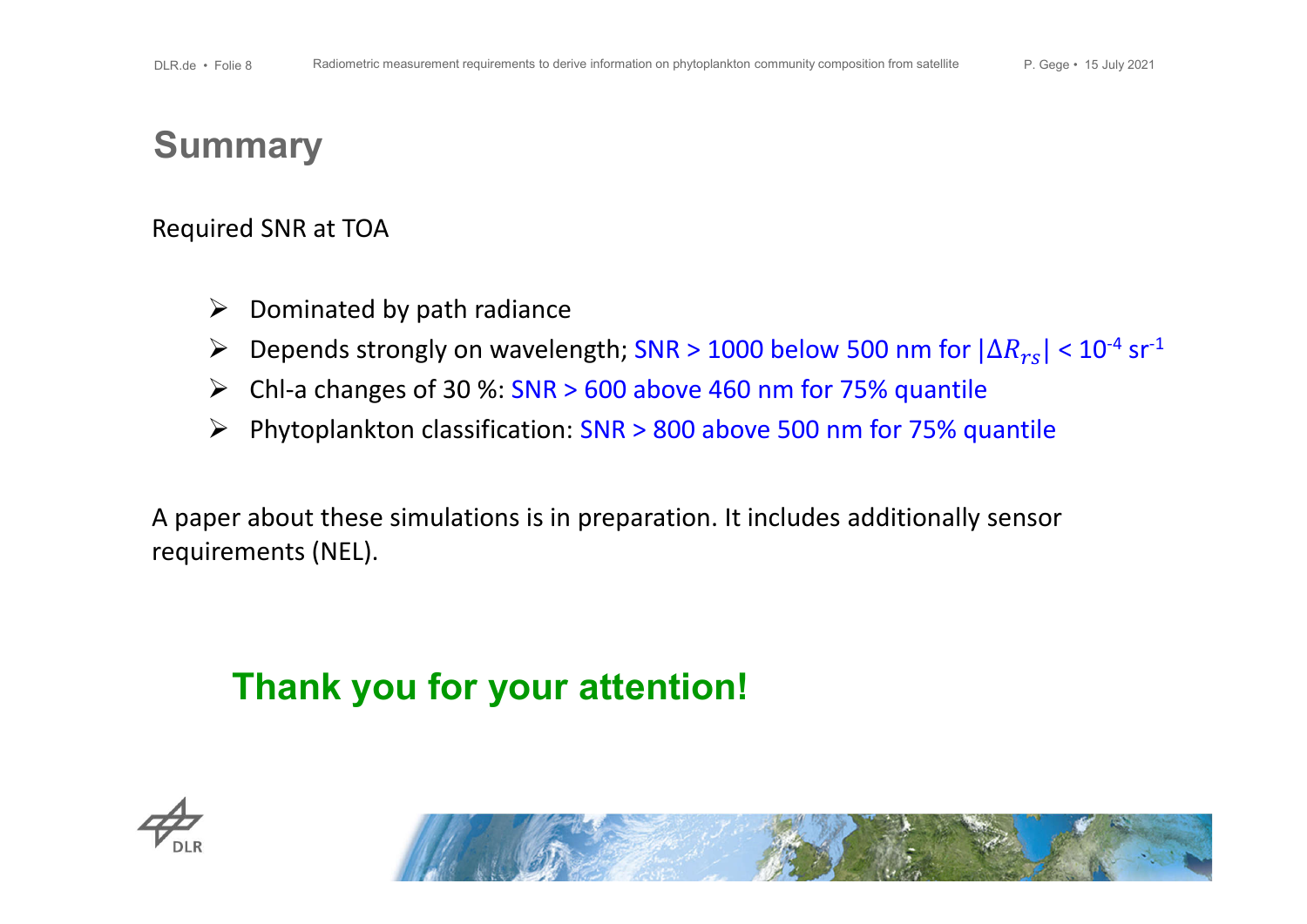# Summary

Required SNR at TOA

- Dominated by path radiance
- Depends strongly on wavelength; SNR > 1000 below 500 nm for $|\Delta R_{rs}| < 10^{-4}$ $sr^{-1}$
- Chl-a changes of 30 %: SNR > 600 above 460 nm for 75% quantile
- Phytoplankton classification: SNR > 800 above 500 nm for 75% quantile

A paper about these simulations is in preparation. It includes additionally sensor requirements (NEL).

**Thank you for your attention!**